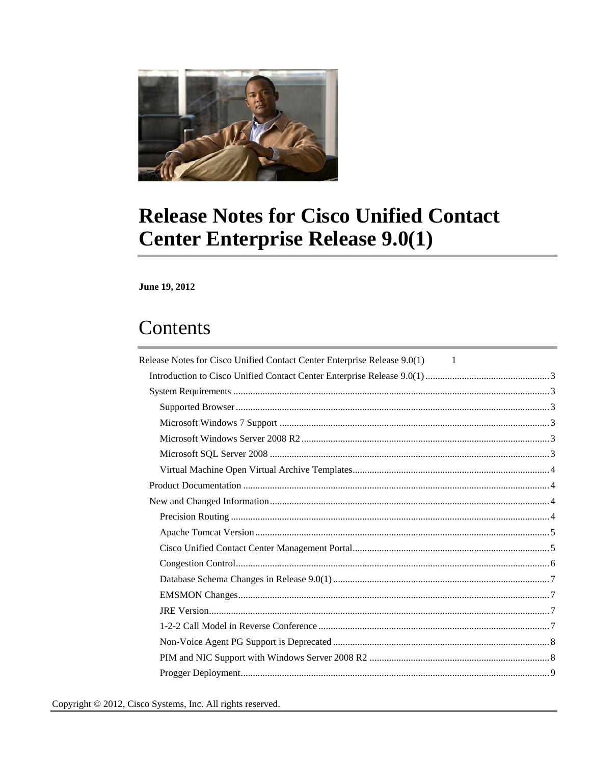# Release Notes for Cisco Unified Contact Center Enterprise Release 9.0(1)

**June 19, 2012**

## Contents

Release Notes for Cisco Unified Contact Center Enterprise Release 9.0(1) 1

- Introduction to Cisco Unified Contact Center Enterprise Release 9.0(1) 3
- System Requirements 3
  - Supported Browser 3
  - Microsoft Windows 7 Support 3
  - Microsoft Windows Server 2008 R2 3
  - Microsoft SQL Server 2008 3
  - Virtual Machine Open Virtual Archive Templates 4
- Product Documentation 4
- New and Changed Information 4
  - Precision Routing 4
  - Apache Tomcat Version 5
  - Cisco Unified Contact Center Management Portal 5
  - Congestion Control 6
  - Database Schema Changes in Release 9.0(1) 7
  - EMSMON Changes 7
  - JRE Version 7
  - 1-2-2 Call Model in Reverse Conference 7
  - Non-Voice Agent PG Support is Deprecated 8
  - PIM and NIC Support with Windows Server 2008 R2 8
  - Progger Deployment 9

Copyright © 2012, Cisco Systems, Inc. All rights reserved.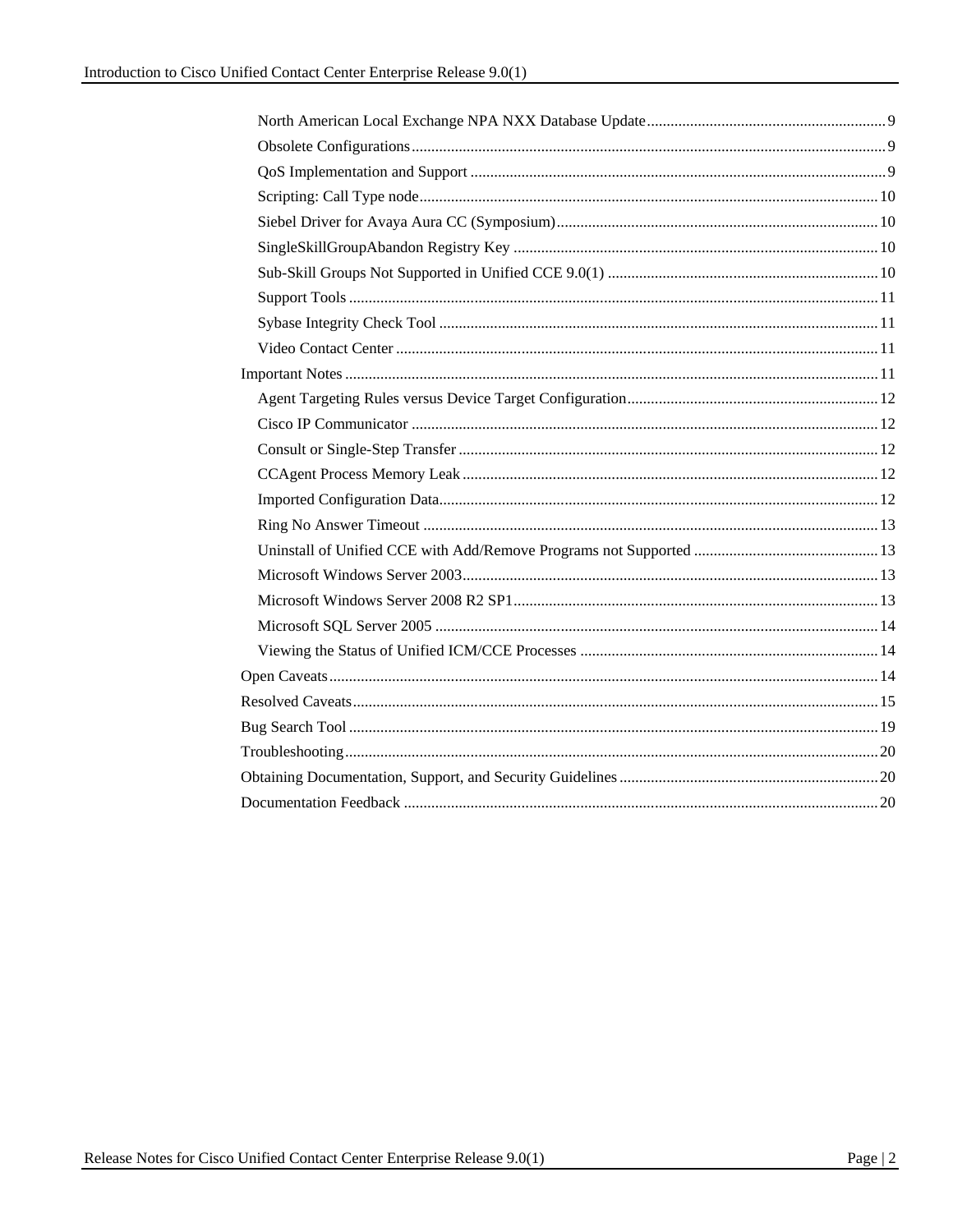- North American Local Exchange NPA NXX Database Update ... 9
- Obsolete Configurations ... 9
- QoS Implementation and Support ... 9
- Scripting: Call Type node ... 10
- Siebel Driver for Avaya Aura CC (Symposium) ... 10
- SingleSkillGroupAbandon Registry Key ... 10
- Sub-Skill Groups Not Supported in Unified CCE 9.0(1) ... 10
- Support Tools ... 11
- Sybase Integrity Check Tool ... 11
- Video Contact Center ... 11

Important Notes ... 11

- Agent Targeting Rules versus Device Target Configuration ... 12
- Cisco IP Communicator ... 12
- Consult or Single-Step Transfer ... 12
- CCAgent Process Memory Leak ... 12
- Imported Configuration Data ... 12
- Ring No Answer Timeout ... 13
- Uninstall of Unified CCE with Add/Remove Programs not Supported ... 13
- Microsoft Windows Server 2003 ... 13
- Microsoft Windows Server 2008 R2 SP1 ... 13
- Microsoft SQL Server 2005 ... 14
- Viewing the Status of Unified ICM/CCE Processes ... 14

Open Caveats ... 14

Resolved Caveats ... 15

Bug Search Tool ... 19

Troubleshooting ... 20

Obtaining Documentation, Support, and Security Guidelines ... 20

Documentation Feedback ... 20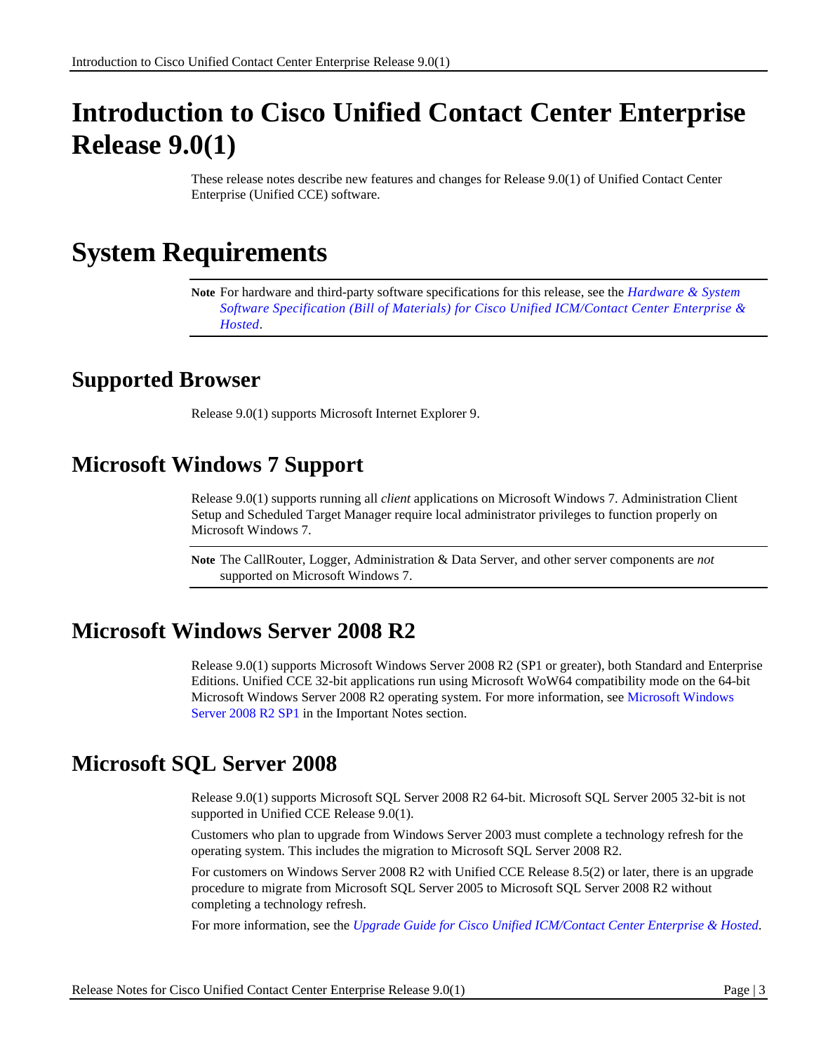# Introduction to Cisco Unified Contact Center Enterprise Release 9.0(1)

These release notes describe new features and changes for Release 9.0(1) of Unified Contact Center Enterprise (Unified CCE) software.

# System Requirements

**Note** For hardware and third-party software specifications for this release, see the *Hardware & System Software Specification (Bill of Materials) for Cisco Unified ICM/Contact Center Enterprise & Hosted*.

## Supported Browser

Release 9.0(1) supports Microsoft Internet Explorer 9.

## Microsoft Windows 7 Support

Release 9.0(1) supports running all *client* applications on Microsoft Windows 7. Administration Client Setup and Scheduled Target Manager require local administrator privileges to function properly on Microsoft Windows 7.

**Note** The CallRouter, Logger, Administration & Data Server, and other server components are *not* supported on Microsoft Windows 7.

## Microsoft Windows Server 2008 R2

Release 9.0(1) supports Microsoft Windows Server 2008 R2 (SP1 or greater), both Standard and Enterprise Editions. Unified CCE 32-bit applications run using Microsoft WoW64 compatibility mode on the 64-bit Microsoft Windows Server 2008 R2 operating system. For more information, see Microsoft Windows Server 2008 R2 SP1 in the Important Notes section.

## Microsoft SQL Server 2008

Release 9.0(1) supports Microsoft SQL Server 2008 R2 64-bit. Microsoft SQL Server 2005 32-bit is not supported in Unified CCE Release 9.0(1).

Customers who plan to upgrade from Windows Server 2003 must complete a technology refresh for the operating system. This includes the migration to Microsoft SQL Server 2008 R2.

For customers on Windows Server 2008 R2 with Unified CCE Release 8.5(2) or later, there is an upgrade procedure to migrate from Microsoft SQL Server 2005 to Microsoft SQL Server 2008 R2 without completing a technology refresh.

For more information, see the *Upgrade Guide for Cisco Unified ICM/Contact Center Enterprise & Hosted*.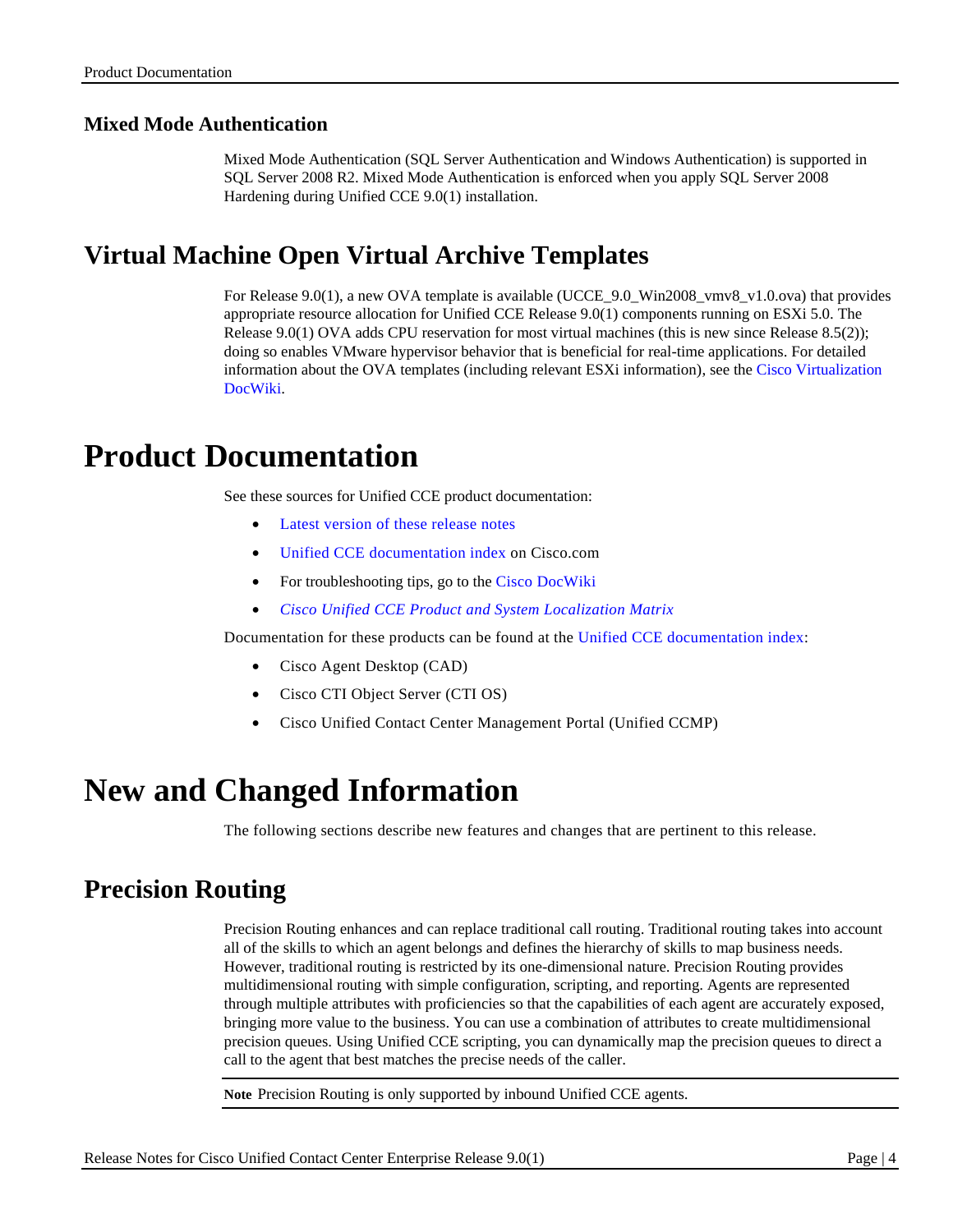### Mixed Mode Authentication

Mixed Mode Authentication (SQL Server Authentication and Windows Authentication) is supported in SQL Server 2008 R2. Mixed Mode Authentication is enforced when you apply SQL Server 2008 Hardening during Unified CCE 9.0(1) installation.

## Virtual Machine Open Virtual Archive Templates

For Release 9.0(1), a new OVA template is available (UCCE_9.0_Win2008_vmv8_v1.0.ova) that provides appropriate resource allocation for Unified CCE Release 9.0(1) components running on ESXi 5.0. The Release 9.0(1) OVA adds CPU reservation for most virtual machines (this is new since Release 8.5(2)); doing so enables VMware hypervisor behavior that is beneficial for real-time applications. For detailed information about the OVA templates (including relevant ESXi information), see the Cisco Virtualization DocWiki.

# Product Documentation

See these sources for Unified CCE product documentation:

- Latest version of these release notes
- Unified CCE documentation index on Cisco.com
- For troubleshooting tips, go to the Cisco DocWiki
- *Cisco Unified CCE Product and System Localization Matrix*

Documentation for these products can be found at the Unified CCE documentation index:

- Cisco Agent Desktop (CAD)
- Cisco CTI Object Server (CTI OS)
- Cisco Unified Contact Center Management Portal (Unified CCMP)

# New and Changed Information

The following sections describe new features and changes that are pertinent to this release.

## Precision Routing

Precision Routing enhances and can replace traditional call routing. Traditional routing takes into account all of the skills to which an agent belongs and defines the hierarchy of skills to map business needs. However, traditional routing is restricted by its one-dimensional nature. Precision Routing provides multidimensional routing with simple configuration, scripting, and reporting. Agents are represented through multiple attributes with proficiencies so that the capabilities of each agent are accurately exposed, bringing more value to the business. You can use a combination of attributes to create multidimensional precision queues. Using Unified CCE scripting, you can dynamically map the precision queues to direct a call to the agent that best matches the precise needs of the caller.

**Note** Precision Routing is only supported by inbound Unified CCE agents.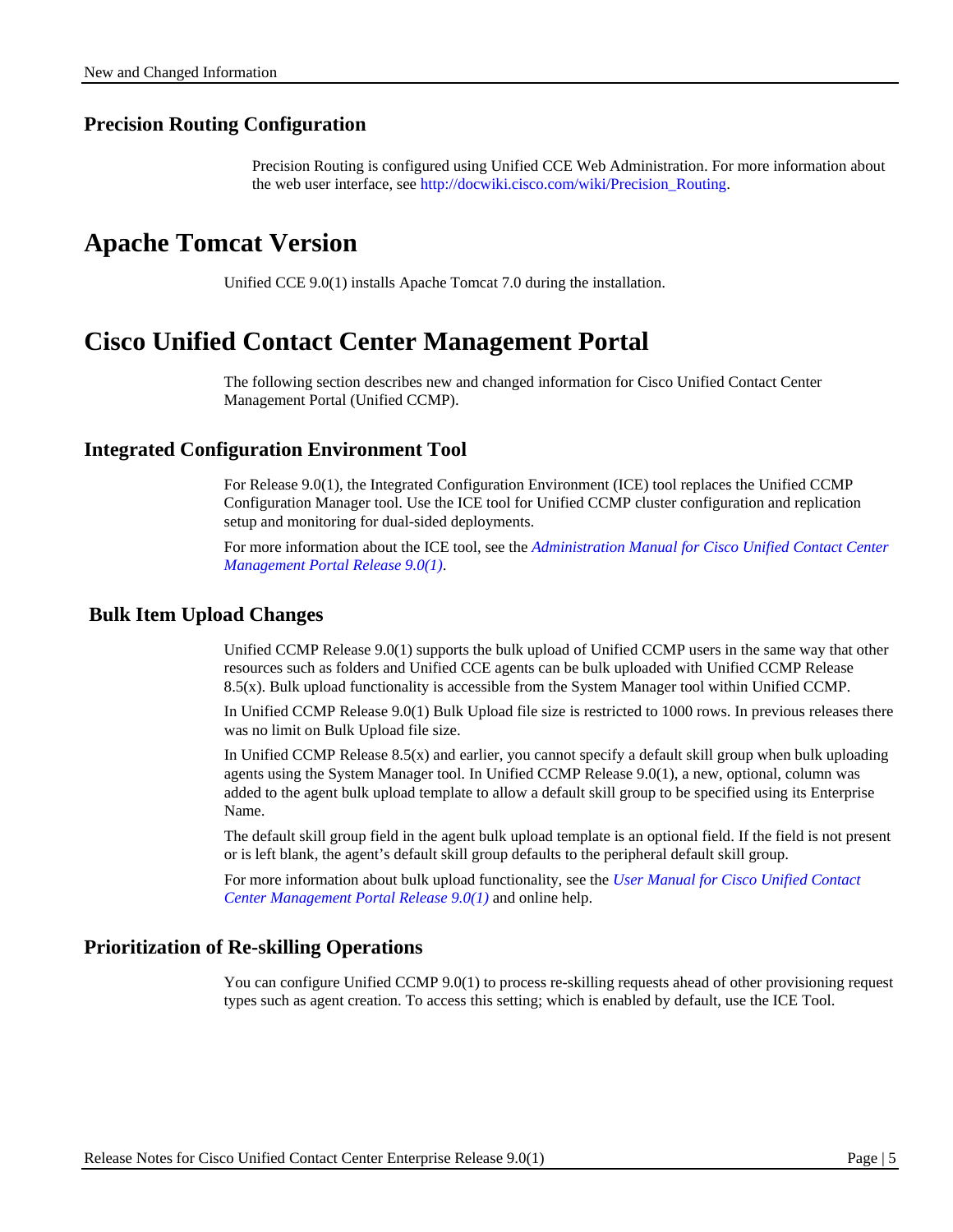### Precision Routing Configuration

Precision Routing is configured using Unified CCE Web Administration. For more information about the web user interface, see http://docwiki.cisco.com/wiki/Precision_Routing.

# Apache Tomcat Version

Unified CCE 9.0(1) installs Apache Tomcat 7.0 during the installation.

# Cisco Unified Contact Center Management Portal

The following section describes new and changed information for Cisco Unified Contact Center Management Portal (Unified CCMP).

### Integrated Configuration Environment Tool

For Release 9.0(1), the Integrated Configuration Environment (ICE) tool replaces the Unified CCMP Configuration Manager tool. Use the ICE tool for Unified CCMP cluster configuration and replication setup and monitoring for dual-sided deployments.

For more information about the ICE tool, see the *Administration Manual for Cisco Unified Contact Center Management Portal Release 9.0(1)*.

### Bulk Item Upload Changes

Unified CCMP Release 9.0(1) supports the bulk upload of Unified CCMP users in the same way that other resources such as folders and Unified CCE agents can be bulk uploaded with Unified CCMP Release 8.5(x). Bulk upload functionality is accessible from the System Manager tool within Unified CCMP.

In Unified CCMP Release 9.0(1) Bulk Upload file size is restricted to 1000 rows. In previous releases there was no limit on Bulk Upload file size.

In Unified CCMP Release 8.5(x) and earlier, you cannot specify a default skill group when bulk uploading agents using the System Manager tool. In Unified CCMP Release 9.0(1), a new, optional, column was added to the agent bulk upload template to allow a default skill group to be specified using its Enterprise Name.

The default skill group field in the agent bulk upload template is an optional field. If the field is not present or is left blank, the agent's default skill group defaults to the peripheral default skill group.

For more information about bulk upload functionality, see the *User Manual for Cisco Unified Contact Center Management Portal Release 9.0(1)* and online help.

### Prioritization of Re-skilling Operations

You can configure Unified CCMP 9.0(1) to process re-skilling requests ahead of other provisioning request types such as agent creation. To access this setting; which is enabled by default, use the ICE Tool.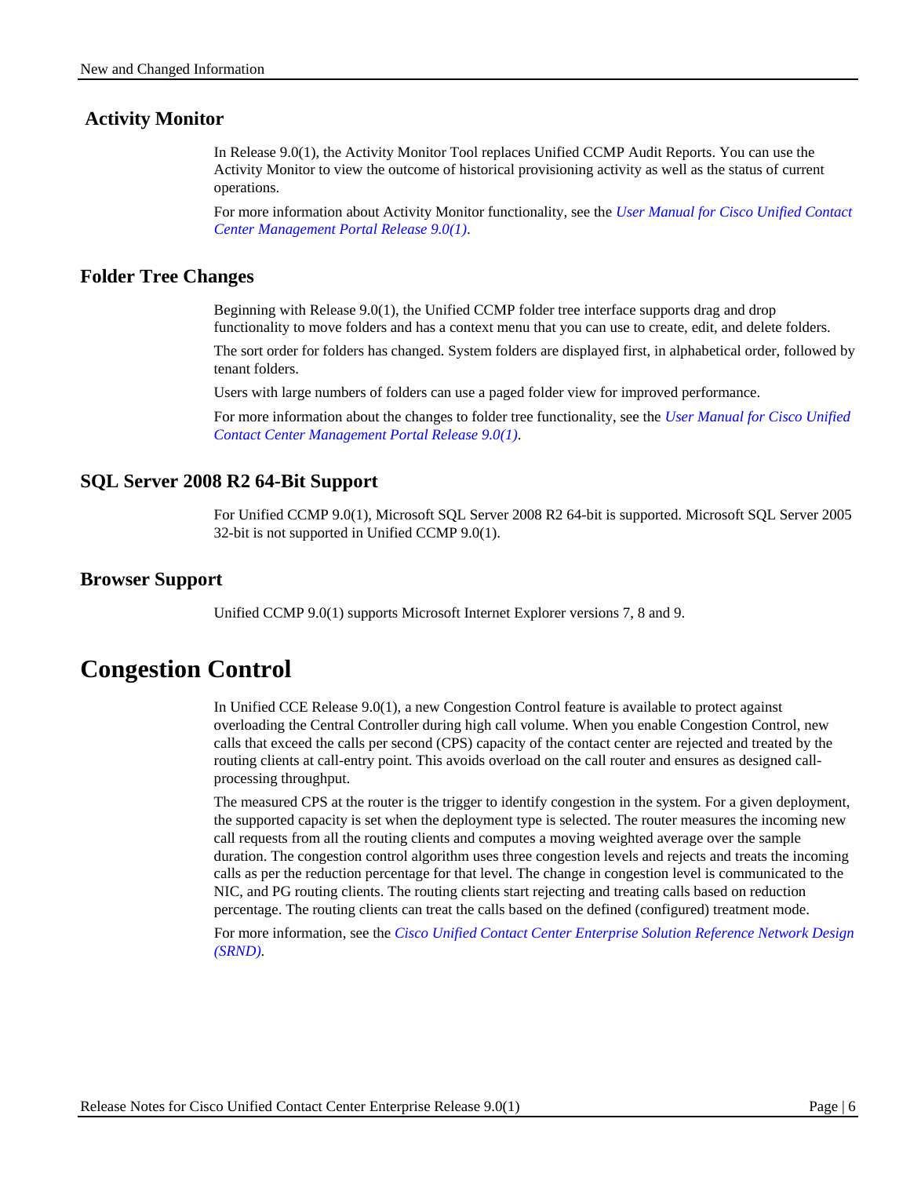### Activity Monitor

In Release 9.0(1), the Activity Monitor Tool replaces Unified CCMP Audit Reports. You can use the Activity Monitor to view the outcome of historical provisioning activity as well as the status of current operations.

For more information about Activity Monitor functionality, see the *User Manual for Cisco Unified Contact Center Management Portal Release 9.0(1)*.

### Folder Tree Changes

Beginning with Release 9.0(1), the Unified CCMP folder tree interface supports drag and drop functionality to move folders and has a context menu that you can use to create, edit, and delete folders.

The sort order for folders has changed. System folders are displayed first, in alphabetical order, followed by tenant folders.

Users with large numbers of folders can use a paged folder view for improved performance.

For more information about the changes to folder tree functionality, see the *User Manual for Cisco Unified Contact Center Management Portal Release 9.0(1)*.

### SQL Server 2008 R2 64-Bit Support

For Unified CCMP 9.0(1), Microsoft SQL Server 2008 R2 64-bit is supported. Microsoft SQL Server 2005 32-bit is not supported in Unified CCMP 9.0(1).

### Browser Support

Unified CCMP 9.0(1) supports Microsoft Internet Explorer versions 7, 8 and 9.

## Congestion Control

In Unified CCE Release 9.0(1), a new Congestion Control feature is available to protect against overloading the Central Controller during high call volume. When you enable Congestion Control, new calls that exceed the calls per second (CPS) capacity of the contact center are rejected and treated by the routing clients at call-entry point. This avoids overload on the call router and ensures as designed call-processing throughput.

The measured CPS at the router is the trigger to identify congestion in the system. For a given deployment, the supported capacity is set when the deployment type is selected. The router measures the incoming new call requests from all the routing clients and computes a moving weighted average over the sample duration. The congestion control algorithm uses three congestion levels and rejects and treats the incoming calls as per the reduction percentage for that level. The change in congestion level is communicated to the NIC, and PG routing clients. The routing clients start rejecting and treating calls based on reduction percentage. The routing clients can treat the calls based on the defined (configured) treatment mode.

For more information, see the *Cisco Unified Contact Center Enterprise Solution Reference Network Design (SRND)*.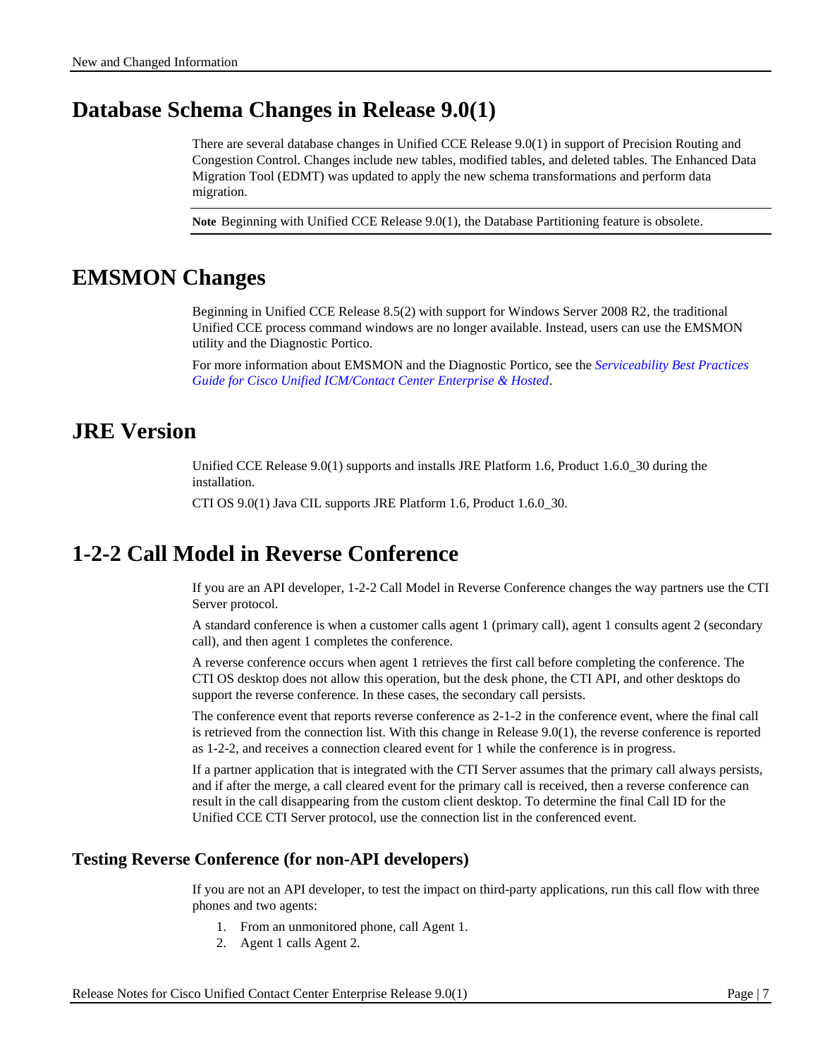# Database Schema Changes in Release 9.0(1)

There are several database changes in Unified CCE Release 9.0(1) in support of Precision Routing and Congestion Control. Changes include new tables, modified tables, and deleted tables. The Enhanced Data Migration Tool (EDMT) was updated to apply the new schema transformations and perform data migration.

**Note** Beginning with Unified CCE Release 9.0(1), the Database Partitioning feature is obsolete.

# EMSMON Changes

Beginning in Unified CCE Release 8.5(2) with support for Windows Server 2008 R2, the traditional Unified CCE process command windows are no longer available. Instead, users can use the EMSMON utility and the Diagnostic Portico.

For more information about EMSMON and the Diagnostic Portico, see the *Serviceability Best Practices Guide for Cisco Unified ICM/Contact Center Enterprise & Hosted*.

# JRE Version

Unified CCE Release 9.0(1) supports and installs JRE Platform 1.6, Product 1.6.0_30 during the installation.

CTI OS 9.0(1) Java CIL supports JRE Platform 1.6, Product 1.6.0_30.

# 1-2-2 Call Model in Reverse Conference

If you are an API developer, 1-2-2 Call Model in Reverse Conference changes the way partners use the CTI Server protocol.

A standard conference is when a customer calls agent 1 (primary call), agent 1 consults agent 2 (secondary call), and then agent 1 completes the conference.

A reverse conference occurs when agent 1 retrieves the first call before completing the conference. The CTI OS desktop does not allow this operation, but the desk phone, the CTI API, and other desktops do support the reverse conference. In these cases, the secondary call persists.

The conference event that reports reverse conference as 2-1-2 in the conference event, where the final call is retrieved from the connection list. With this change in Release 9.0(1), the reverse conference is reported as 1-2-2, and receives a connection cleared event for 1 while the conference is in progress.

If a partner application that is integrated with the CTI Server assumes that the primary call always persists, and if after the merge, a call cleared event for the primary call is received, then a reverse conference can result in the call disappearing from the custom client desktop. To determine the final Call ID for the Unified CCE CTI Server protocol, use the connection list in the conferenced event.

## Testing Reverse Conference (for non-API developers)

If you are not an API developer, to test the impact on third-party applications, run this call flow with three phones and two agents:

1. From an unmonitored phone, call Agent 1.
2. Agent 1 calls Agent 2.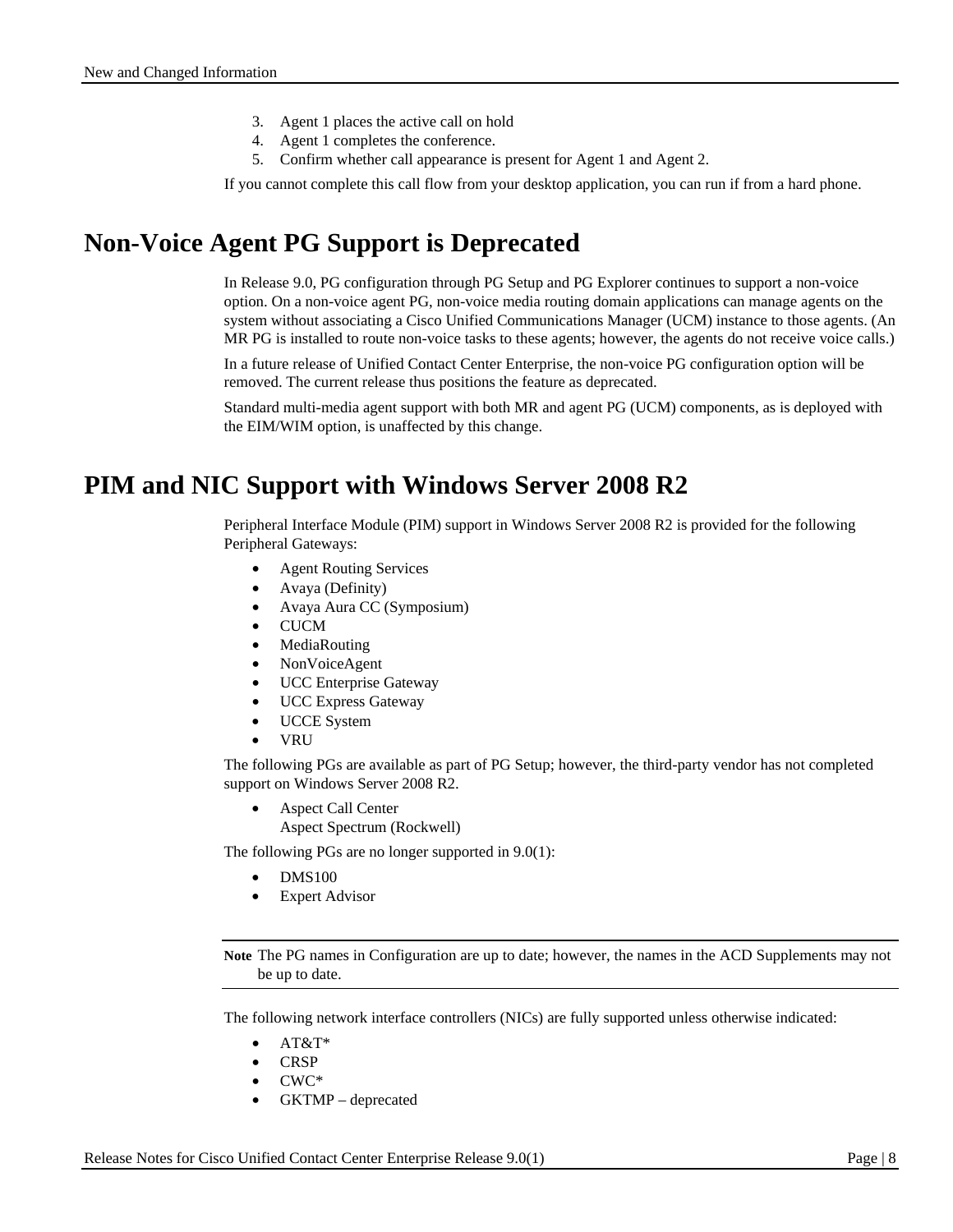3. Agent 1 places the active call on hold
4. Agent 1 completes the conference.
5. Confirm whether call appearance is present for Agent 1 and Agent 2.

If you cannot complete this call flow from your desktop application, you can run if from a hard phone.

# Non-Voice Agent PG Support is Deprecated

In Release 9.0, PG configuration through PG Setup and PG Explorer continues to support a non-voice option. On a non-voice agent PG, non-voice media routing domain applications can manage agents on the system without associating a Cisco Unified Communications Manager (UCM) instance to those agents. (An MR PG is installed to route non-voice tasks to these agents; however, the agents do not receive voice calls.)

In a future release of Unified Contact Center Enterprise, the non-voice PG configuration option will be removed. The current release thus positions the feature as deprecated.

Standard multi-media agent support with both MR and agent PG (UCM) components, as is deployed with the EIM/WIM option, is unaffected by this change.

# PIM and NIC Support with Windows Server 2008 R2

Peripheral Interface Module (PIM) support in Windows Server 2008 R2 is provided for the following Peripheral Gateways:

- Agent Routing Services
- Avaya (Definity)
- Avaya Aura CC (Symposium)
- CUCM
- MediaRouting
- NonVoiceAgent
- UCC Enterprise Gateway
- UCC Express Gateway
- UCCE System
- VRU

The following PGs are available as part of PG Setup; however, the third-party vendor has not completed support on Windows Server 2008 R2.

- Aspect Call Center
  Aspect Spectrum (Rockwell)

The following PGs are no longer supported in 9.0(1):

- DMS100
- Expert Advisor

---

**Note** The PG names in Configuration are up to date; however, the names in the ACD Supplements may not be up to date.

---

The following network interface controllers (NICs) are fully supported unless otherwise indicated:

- AT&T*
- CRSP
- CWC*
- GKTMP – deprecated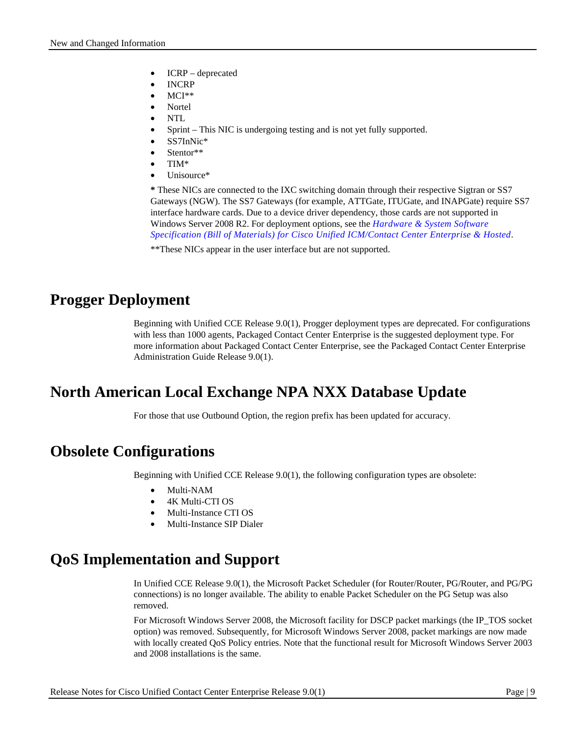- ICRP – deprecated
- INCRP
- MCI**
- Nortel
- NTL
- Sprint – This NIC is undergoing testing and is not yet fully supported.
- SS7InNic*
- Stentor**
- TIM*
- Unisource*

**\*** These NICs are connected to the IXC switching domain through their respective Sigtran or SS7 Gateways (NGW). The SS7 Gateways (for example, ATTGate, ITUGate, and INAPGate) require SS7 interface hardware cards. Due to a device driver dependency, those cards are not supported in Windows Server 2008 R2. For deployment options, see the *Hardware & System Software Specification (Bill of Materials) for Cisco Unified ICM/Contact Center Enterprise & Hosted*.

**These NICs appear in the user interface but are not supported.

# Progger Deployment

Beginning with Unified CCE Release 9.0(1), Progger deployment types are deprecated. For configurations with less than 1000 agents, Packaged Contact Center Enterprise is the suggested deployment type. For more information about Packaged Contact Center Enterprise, see the Packaged Contact Center Enterprise Administration Guide Release 9.0(1).

# North American Local Exchange NPA NXX Database Update

For those that use Outbound Option, the region prefix has been updated for accuracy.

# Obsolete Configurations

Beginning with Unified CCE Release 9.0(1), the following configuration types are obsolete:

- Multi-NAM
- 4K Multi-CTI OS
- Multi-Instance CTI OS
- Multi-Instance SIP Dialer

# QoS Implementation and Support

In Unified CCE Release 9.0(1), the Microsoft Packet Scheduler (for Router/Router, PG/Router, and PG/PG connections) is no longer available. The ability to enable Packet Scheduler on the PG Setup was also removed.

For Microsoft Windows Server 2008, the Microsoft facility for DSCP packet markings (the IP_TOS socket option) was removed. Subsequently, for Microsoft Windows Server 2008, packet markings are now made with locally created QoS Policy entries. Note that the functional result for Microsoft Windows Server 2003 and 2008 installations is the same.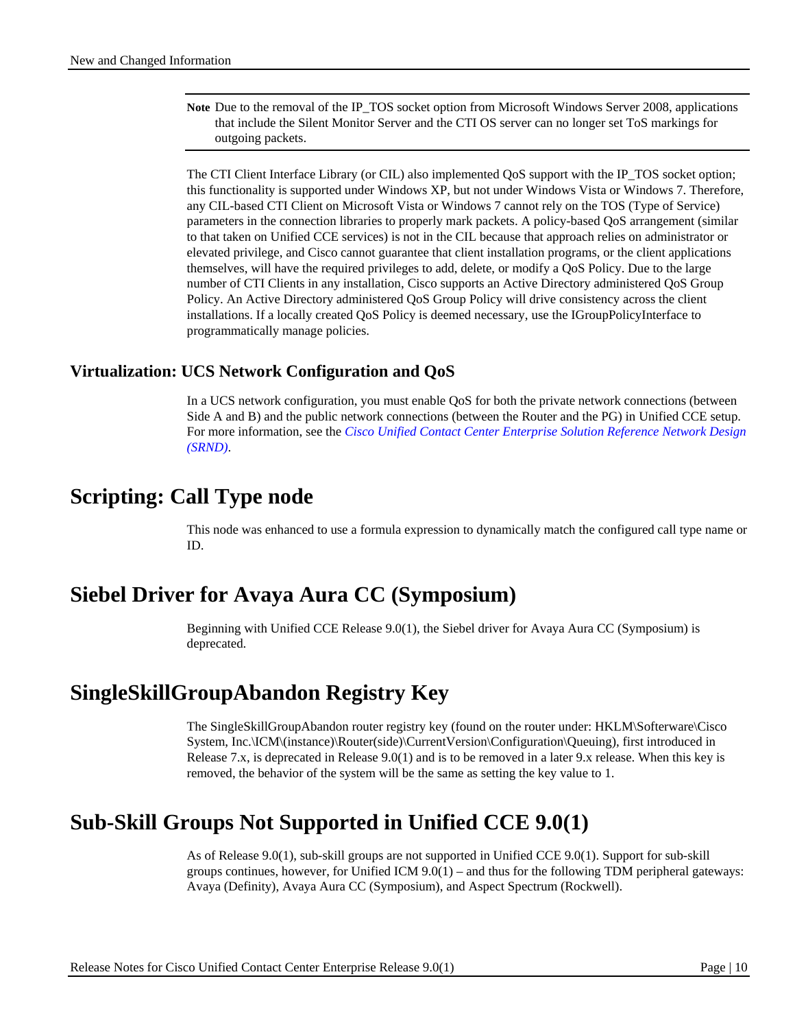> **Note** Due to the removal of the IP_TOS socket option from Microsoft Windows Server 2008, applications that include the Silent Monitor Server and the CTI OS server can no longer set ToS markings for outgoing packets.

The CTI Client Interface Library (or CIL) also implemented QoS support with the IP_TOS socket option; this functionality is supported under Windows XP, but not under Windows Vista or Windows 7. Therefore, any CIL-based CTI Client on Microsoft Vista or Windows 7 cannot rely on the TOS (Type of Service) parameters in the connection libraries to properly mark packets. A policy-based QoS arrangement (similar to that taken on Unified CCE services) is not in the CIL because that approach relies on administrator or elevated privilege, and Cisco cannot guarantee that client installation programs, or the client applications themselves, will have the required privileges to add, delete, or modify a QoS Policy. Due to the large number of CTI Clients in any installation, Cisco supports an Active Directory administered QoS Group Policy. An Active Directory administered QoS Group Policy will drive consistency across the client installations. If a locally created QoS Policy is deemed necessary, use the IGroupPolicyInterface to programmatically manage policies.

### Virtualization: UCS Network Configuration and QoS

In a UCS network configuration, you must enable QoS for both the private network connections (between Side A and B) and the public network connections (between the Router and the PG) in Unified CCE setup. For more information, see the *Cisco Unified Contact Center Enterprise Solution Reference Network Design (SRND)*.

## Scripting: Call Type node

This node was enhanced to use a formula expression to dynamically match the configured call type name or ID.

## Siebel Driver for Avaya Aura CC (Symposium)

Beginning with Unified CCE Release 9.0(1), the Siebel driver for Avaya Aura CC (Symposium) is deprecated.

## SingleSkillGroupAbandon Registry Key

The SingleSkillGroupAbandon router registry key (found on the router under: HKLM\Softerware\Cisco System, Inc.\ICM\(instance)\Router(side)\CurrentVersion\Configuration\Queuing), first introduced in Release 7.x, is deprecated in Release 9.0(1) and is to be removed in a later 9.x release. When this key is removed, the behavior of the system will be the same as setting the key value to 1.

## Sub-Skill Groups Not Supported in Unified CCE 9.0(1)

As of Release 9.0(1), sub-skill groups are not supported in Unified CCE 9.0(1). Support for sub-skill groups continues, however, for Unified ICM 9.0(1) – and thus for the following TDM peripheral gateways: Avaya (Definity), Avaya Aura CC (Symposium), and Aspect Spectrum (Rockwell).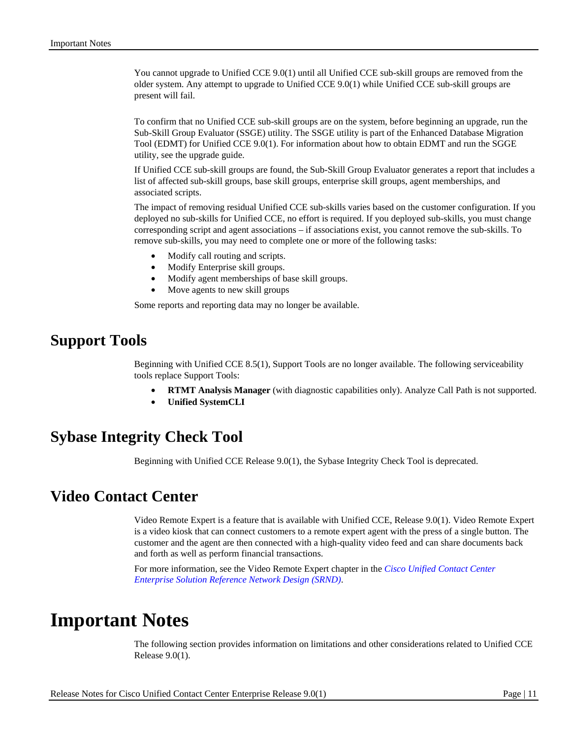You cannot upgrade to Unified CCE 9.0(1) until all Unified CCE sub-skill groups are removed from the older system. Any attempt to upgrade to Unified CCE 9.0(1) while Unified CCE sub-skill groups are present will fail.

To confirm that no Unified CCE sub-skill groups are on the system, before beginning an upgrade, run the Sub-Skill Group Evaluator (SSGE) utility. The SSGE utility is part of the Enhanced Database Migration Tool (EDMT) for Unified CCE 9.0(1). For information about how to obtain EDMT and run the SGGE utility, see the upgrade guide.

If Unified CCE sub-skill groups are found, the Sub-Skill Group Evaluator generates a report that includes a list of affected sub-skill groups, base skill groups, enterprise skill groups, agent memberships, and associated scripts.

The impact of removing residual Unified CCE sub-skills varies based on the customer configuration. If you deployed no sub-skills for Unified CCE, no effort is required. If you deployed sub-skills, you must change corresponding script and agent associations – if associations exist, you cannot remove the sub-skills. To remove sub-skills, you may need to complete one or more of the following tasks:

- Modify call routing and scripts.
- Modify Enterprise skill groups.
- Modify agent memberships of base skill groups.
- Move agents to new skill groups

Some reports and reporting data may no longer be available.

## Support Tools

Beginning with Unified CCE 8.5(1), Support Tools are no longer available. The following serviceability tools replace Support Tools:

- **RTMT Analysis Manager** (with diagnostic capabilities only). Analyze Call Path is not supported.
- **Unified SystemCLI**

## Sybase Integrity Check Tool

Beginning with Unified CCE Release 9.0(1), the Sybase Integrity Check Tool is deprecated.

## Video Contact Center

Video Remote Expert is a feature that is available with Unified CCE, Release 9.0(1). Video Remote Expert is a video kiosk that can connect customers to a remote expert agent with the press of a single button. The customer and the agent are then connected with a high-quality video feed and can share documents back and forth as well as perform financial transactions.

For more information, see the Video Remote Expert chapter in the *Cisco Unified Contact Center Enterprise Solution Reference Network Design (SRND)*.

# Important Notes

The following section provides information on limitations and other considerations related to Unified CCE Release 9.0(1).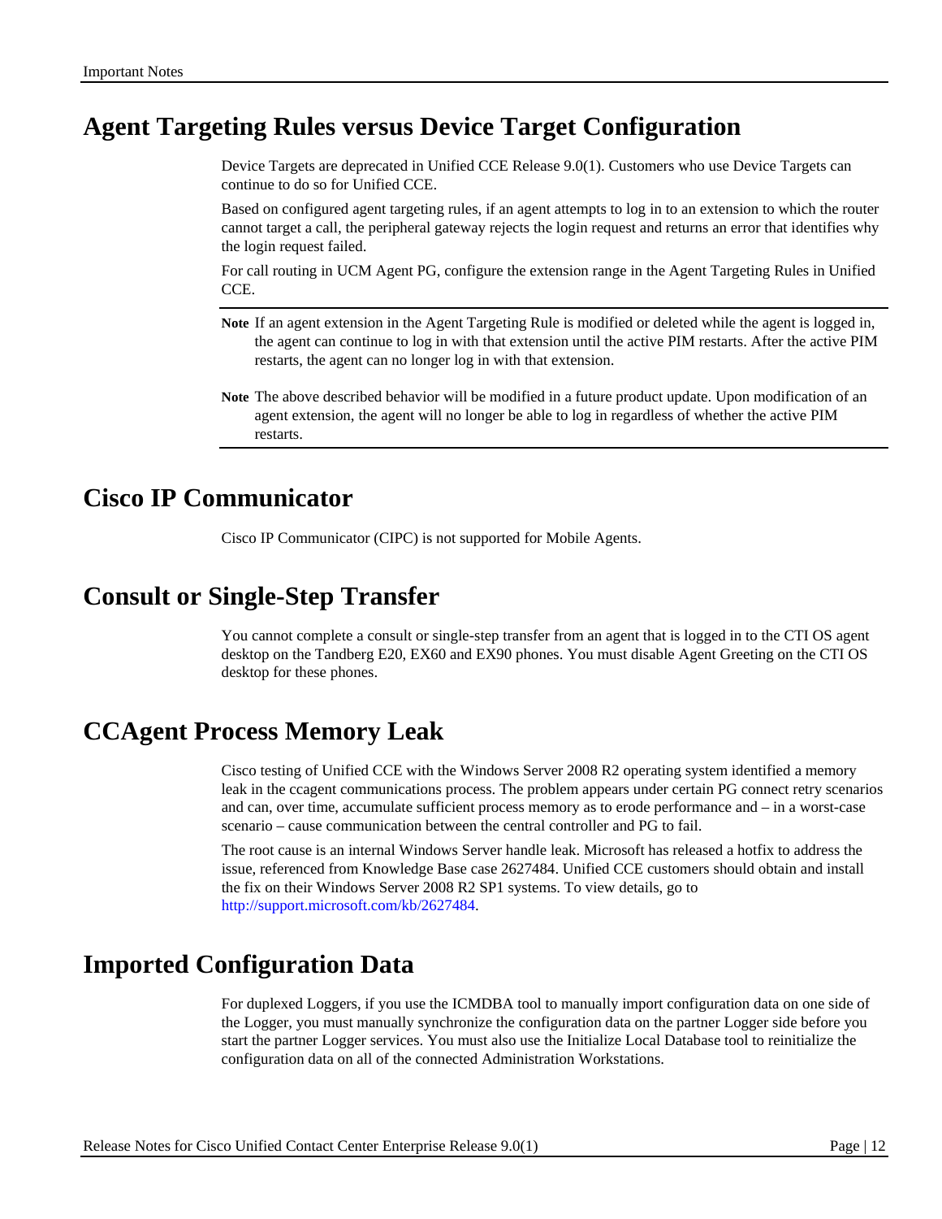## Agent Targeting Rules versus Device Target Configuration

Device Targets are deprecated in Unified CCE Release 9.0(1). Customers who use Device Targets can continue to do so for Unified CCE.

Based on configured agent targeting rules, if an agent attempts to log in to an extension to which the router cannot target a call, the peripheral gateway rejects the login request and returns an error that identifies why the login request failed.

For call routing in UCM Agent PG, configure the extension range in the Agent Targeting Rules in Unified CCE.

**Note** If an agent extension in the Agent Targeting Rule is modified or deleted while the agent is logged in, the agent can continue to log in with that extension until the active PIM restarts. After the active PIM restarts, the agent can no longer log in with that extension.

**Note** The above described behavior will be modified in a future product update. Upon modification of an agent extension, the agent will no longer be able to log in regardless of whether the active PIM restarts.

## Cisco IP Communicator

Cisco IP Communicator (CIPC) is not supported for Mobile Agents.

## Consult or Single-Step Transfer

You cannot complete a consult or single-step transfer from an agent that is logged in to the CTI OS agent desktop on the Tandberg E20, EX60 and EX90 phones. You must disable Agent Greeting on the CTI OS desktop for these phones.

## CCAgent Process Memory Leak

Cisco testing of Unified CCE with the Windows Server 2008 R2 operating system identified a memory leak in the ccagent communications process. The problem appears under certain PG connect retry scenarios and can, over time, accumulate sufficient process memory as to erode performance and – in a worst-case scenario – cause communication between the central controller and PG to fail.

The root cause is an internal Windows Server handle leak. Microsoft has released a hotfix to address the issue, referenced from Knowledge Base case 2627484. Unified CCE customers should obtain and install the fix on their Windows Server 2008 R2 SP1 systems. To view details, go to http://support.microsoft.com/kb/2627484.

## Imported Configuration Data

For duplexed Loggers, if you use the ICMDBA tool to manually import configuration data on one side of the Logger, you must manually synchronize the configuration data on the partner Logger side before you start the partner Logger services. You must also use the Initialize Local Database tool to reinitialize the configuration data on all of the connected Administration Workstations.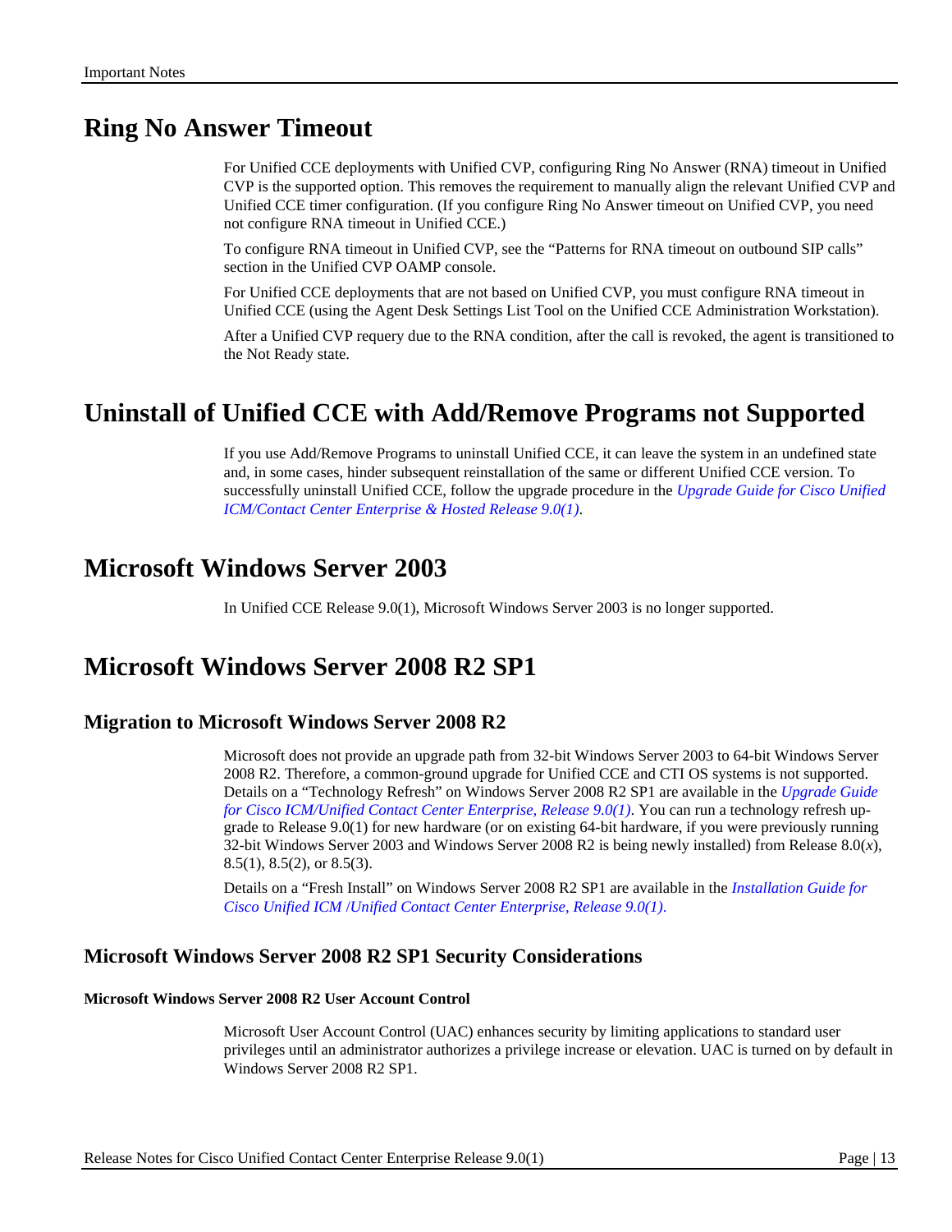# Ring No Answer Timeout

For Unified CCE deployments with Unified CVP, configuring Ring No Answer (RNA) timeout in Unified CVP is the supported option. This removes the requirement to manually align the relevant Unified CVP and Unified CCE timer configuration. (If you configure Ring No Answer timeout on Unified CVP, you need not configure RNA timeout in Unified CCE.)

To configure RNA timeout in Unified CVP, see the "Patterns for RNA timeout on outbound SIP calls" section in the Unified CVP OAMP console.

For Unified CCE deployments that are not based on Unified CVP, you must configure RNA timeout in Unified CCE (using the Agent Desk Settings List Tool on the Unified CCE Administration Workstation).

After a Unified CVP requery due to the RNA condition, after the call is revoked, the agent is transitioned to the Not Ready state.

# Uninstall of Unified CCE with Add/Remove Programs not Supported

If you use Add/Remove Programs to uninstall Unified CCE, it can leave the system in an undefined state and, in some cases, hinder subsequent reinstallation of the same or different Unified CCE version. To successfully uninstall Unified CCE, follow the upgrade procedure in the *Upgrade Guide for Cisco Unified ICM/Contact Center Enterprise & Hosted Release 9.0(1)*.

# Microsoft Windows Server 2003

In Unified CCE Release 9.0(1), Microsoft Windows Server 2003 is no longer supported.

# Microsoft Windows Server 2008 R2 SP1

## Migration to Microsoft Windows Server 2008 R2

Microsoft does not provide an upgrade path from 32-bit Windows Server 2003 to 64-bit Windows Server 2008 R2. Therefore, a common-ground upgrade for Unified CCE and CTI OS systems is not supported. Details on a "Technology Refresh" on Windows Server 2008 R2 SP1 are available in the *Upgrade Guide for Cisco ICM/Unified Contact Center Enterprise, Release 9.0(1)*. You can run a technology refresh upgrade to Release 9.0(1) for new hardware (or on existing 64-bit hardware, if you were previously running 32-bit Windows Server 2003 and Windows Server 2008 R2 is being newly installed) from Release 8.0(*x*), 8.5(1), 8.5(2), or 8.5(3).

Details on a "Fresh Install" on Windows Server 2008 R2 SP1 are available in the *Installation Guide for Cisco Unified ICM /Unified Contact Center Enterprise, Release 9.0(1)*.

## Microsoft Windows Server 2008 R2 SP1 Security Considerations

#### Microsoft Windows Server 2008 R2 User Account Control

Microsoft User Account Control (UAC) enhances security by limiting applications to standard user privileges until an administrator authorizes a privilege increase or elevation. UAC is turned on by default in Windows Server 2008 R2 SP1.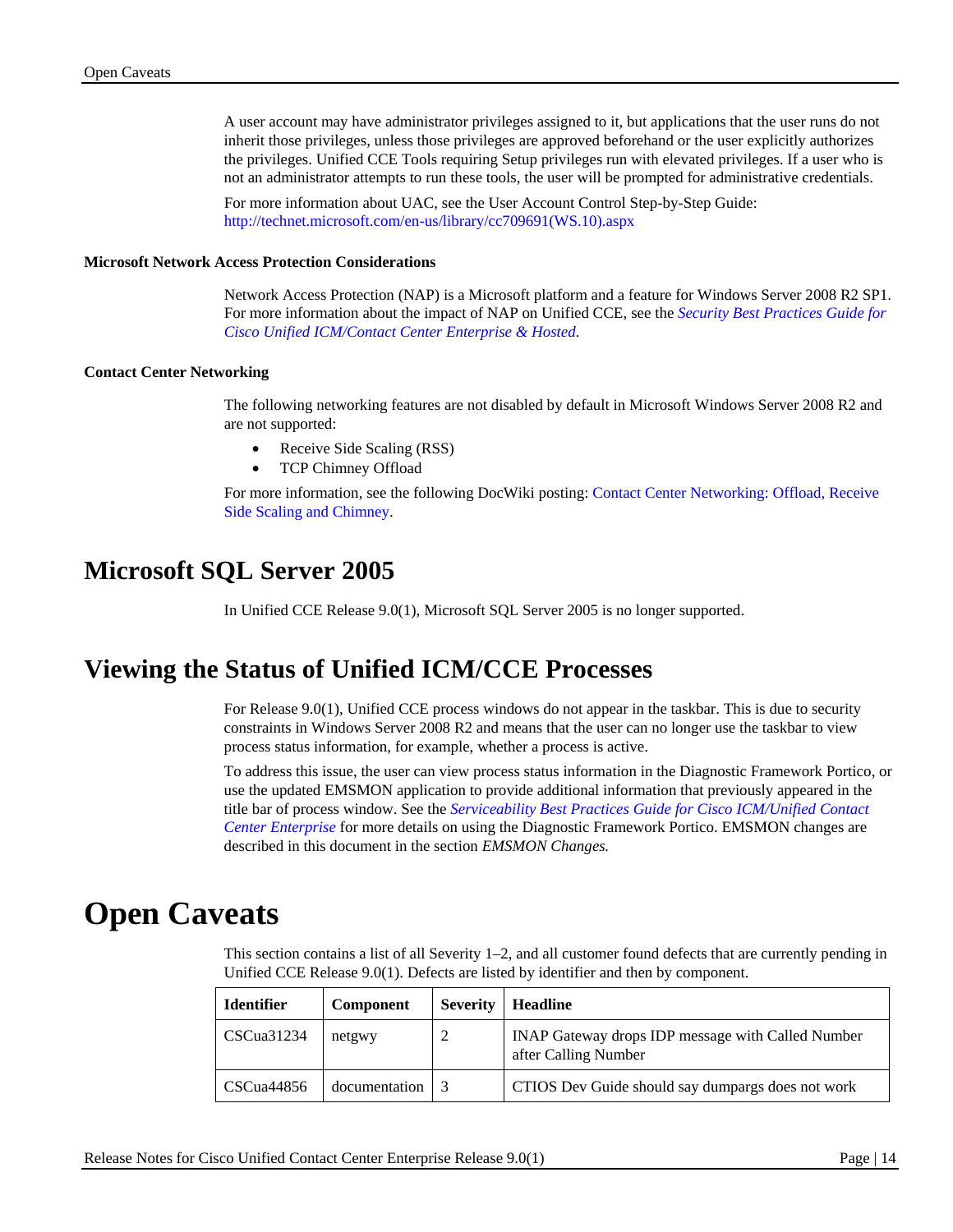A user account may have administrator privileges assigned to it, but applications that the user runs do not inherit those privileges, unless those privileges are approved beforehand or the user explicitly authorizes the privileges. Unified CCE Tools requiring Setup privileges run with elevated privileges. If a user who is not an administrator attempts to run these tools, the user will be prompted for administrative credentials.

For more information about UAC, see the User Account Control Step-by-Step Guide: http://technet.microsoft.com/en-us/library/cc709691(WS.10).aspx

### Microsoft Network Access Protection Considerations

Network Access Protection (NAP) is a Microsoft platform and a feature for Windows Server 2008 R2 SP1. For more information about the impact of NAP on Unified CCE, see the *Security Best Practices Guide for Cisco Unified ICM/Contact Center Enterprise & Hosted*.

### Contact Center Networking

The following networking features are not disabled by default in Microsoft Windows Server 2008 R2 and are not supported:

- Receive Side Scaling (RSS)
- TCP Chimney Offload

For more information, see the following DocWiki posting: Contact Center Networking: Offload, Receive Side Scaling and Chimney.

## Microsoft SQL Server 2005

In Unified CCE Release 9.0(1), Microsoft SQL Server 2005 is no longer supported.

## Viewing the Status of Unified ICM/CCE Processes

For Release 9.0(1), Unified CCE process windows do not appear in the taskbar. This is due to security constraints in Windows Server 2008 R2 and means that the user can no longer use the taskbar to view process status information, for example, whether a process is active.

To address this issue, the user can view process status information in the Diagnostic Framework Portico, or use the updated EMSMON application to provide additional information that previously appeared in the title bar of process window. See the *Serviceability Best Practices Guide for Cisco ICM/Unified Contact Center Enterprise* for more details on using the Diagnostic Framework Portico. EMSMON changes are described in this document in the section *EMSMON Changes.*

# Open Caveats

This section contains a list of all Severity 1–2, and all customer found defects that are currently pending in Unified CCE Release 9.0(1). Defects are listed by identifier and then by component.

| Identifier | Component | Severity | Headline |
|---|---|---|---|
| CSCua31234 | netgwy | 2 | INAP Gateway drops IDP message with Called Number after Calling Number |
| CSCua44856 | documentation | 3 | CTIOS Dev Guide should say dumpargs does not work |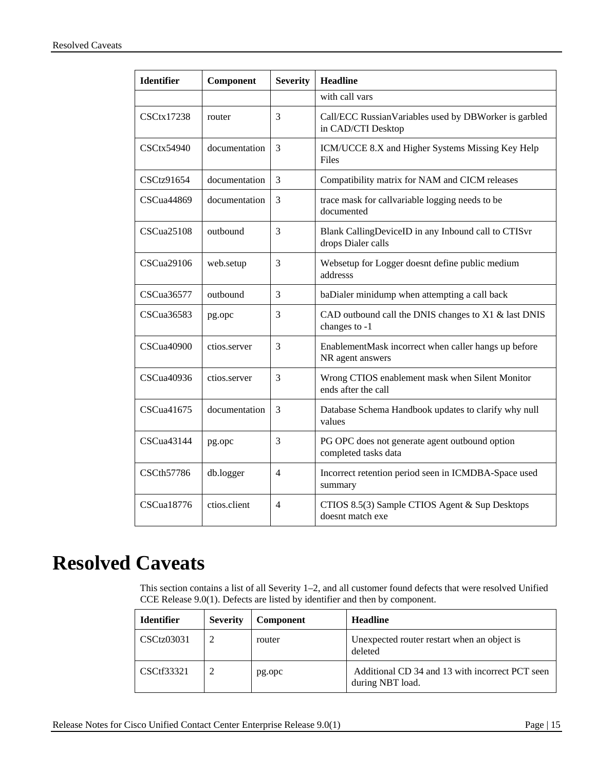| Identifier | Component | Severity | Headline |
| --- | --- | --- | --- |
| | | | with call vars |
| CSCtx17238 | router | 3 | Call/ECC RussianVariables used by DBWorker is garbled in CAD/CTI Desktop |
| CSCtx54940 | documentation | 3 | ICM/UCCE 8.X and Higher Systems Missing Key Help Files |
| CSCtz91654 | documentation | 3 | Compatibility matrix for NAM and CICM releases |
| CSCua44869 | documentation | 3 | trace mask for callvariable logging needs to be documented |
| CSCua25108 | outbound | 3 | Blank CallingDeviceID in any Inbound call to CTISvr drops Dialer calls |
| CSCua29106 | web.setup | 3 | Websetup for Logger doesnt define public medium addresss |
| CSCua36577 | outbound | 3 | baDialer minidump when attempting a call back |
| CSCua36583 | pg.opc | 3 | CAD outbound call the DNIS changes to X1 & last DNIS changes to -1 |
| CSCua40900 | ctios.server | 3 | EnablementMask incorrect when caller hangs up before NR agent answers |
| CSCua40936 | ctios.server | 3 | Wrong CTIOS enablement mask when Silent Monitor ends after the call |
| CSCua41675 | documentation | 3 | Database Schema Handbook updates to clarify why null values |
| CSCua43144 | pg.opc | 3 | PG OPC does not generate agent outbound option completed tasks data |
| CSCth57786 | db.logger | 4 | Incorrect retention period seen in ICMDBA-Space used summary |
| CSCua18776 | ctios.client | 4 | CTIOS 8.5(3) Sample CTIOS Agent & Sup Desktops doesnt match exe |

# Resolved Caveats

This section contains a list of all Severity 1–2, and all customer found defects that were resolved Unified CCE Release 9.0(1). Defects are listed by identifier and then by component.

| Identifier | Severity | Component | Headline |
| --- | --- | --- | --- |
| CSCtz03031 | 2 | router | Unexpected router restart when an object is deleted |
| CSCtf33321 | 2 | pg.opc | Additional CD 34 and 13 with incorrect PCT seen during NBT load. |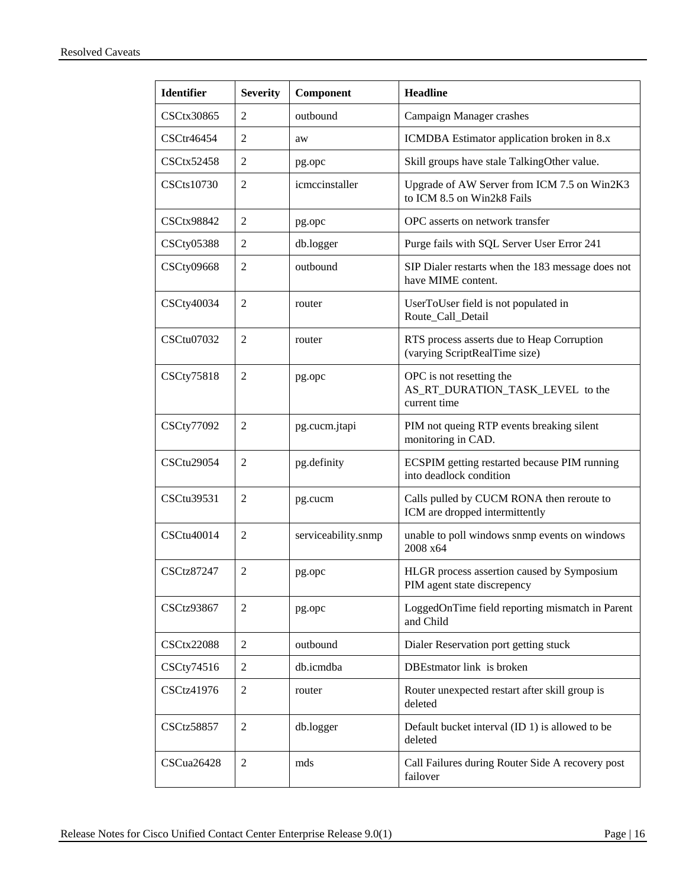| Identifier | Severity | Component | Headline |
|---|---|---|---|
| CSCtx30865 | 2 | outbound | Campaign Manager crashes |
| CSCtr46454 | 2 | aw | ICMDBA Estimator application broken in 8.x |
| CSCtx52458 | 2 | pg.opc | Skill groups have stale TalkingOther value. |
| CSCts10730 | 2 | icmccinstaller | Upgrade of AW Server from ICM 7.5 on Win2K3 to ICM 8.5 on Win2k8 Fails |
| CSCtx98842 | 2 | pg.opc | OPC asserts on network transfer |
| CSCty05388 | 2 | db.logger | Purge fails with SQL Server User Error 241 |
| CSCty09668 | 2 | outbound | SIP Dialer restarts when the 183 message does not have MIME content. |
| CSCty40034 | 2 | router | UserToUser field is not populated in Route_Call_Detail |
| CSCtu07032 | 2 | router | RTS process asserts due to Heap Corruption (varying ScriptRealTime size) |
| CSCty75818 | 2 | pg.opc | OPC is not resetting the AS_RT_DURATION_TASK_LEVEL to the current time |
| CSCty77092 | 2 | pg.cucm.jtapi | PIM not queing RTP events breaking silent monitoring in CAD. |
| CSCtu29054 | 2 | pg.definity | ECSPIM getting restarted because PIM running into deadlock condition |
| CSCtu39531 | 2 | pg.cucm | Calls pulled by CUCM RONA then reroute to ICM are dropped intermittently |
| CSCtu40014 | 2 | serviceability.snmp | unable to poll windows snmp events on windows 2008 x64 |
| CSCtz87247 | 2 | pg.opc | HLGR process assertion caused by Symposium PIM agent state discrepency |
| CSCtz93867 | 2 | pg.opc | LoggedOnTime field reporting mismatch in Parent and Child |
| CSCtx22088 | 2 | outbound | Dialer Reservation port getting stuck |
| CSCty74516 | 2 | db.icmdba | DBEstmator link is broken |
| CSCtz41976 | 2 | router | Router unexpected restart after skill group is deleted |
| CSCtz58857 | 2 | db.logger | Default bucket interval (ID 1) is allowed to be deleted |
| CSCua26428 | 2 | mds | Call Failures during Router Side A recovery post failover |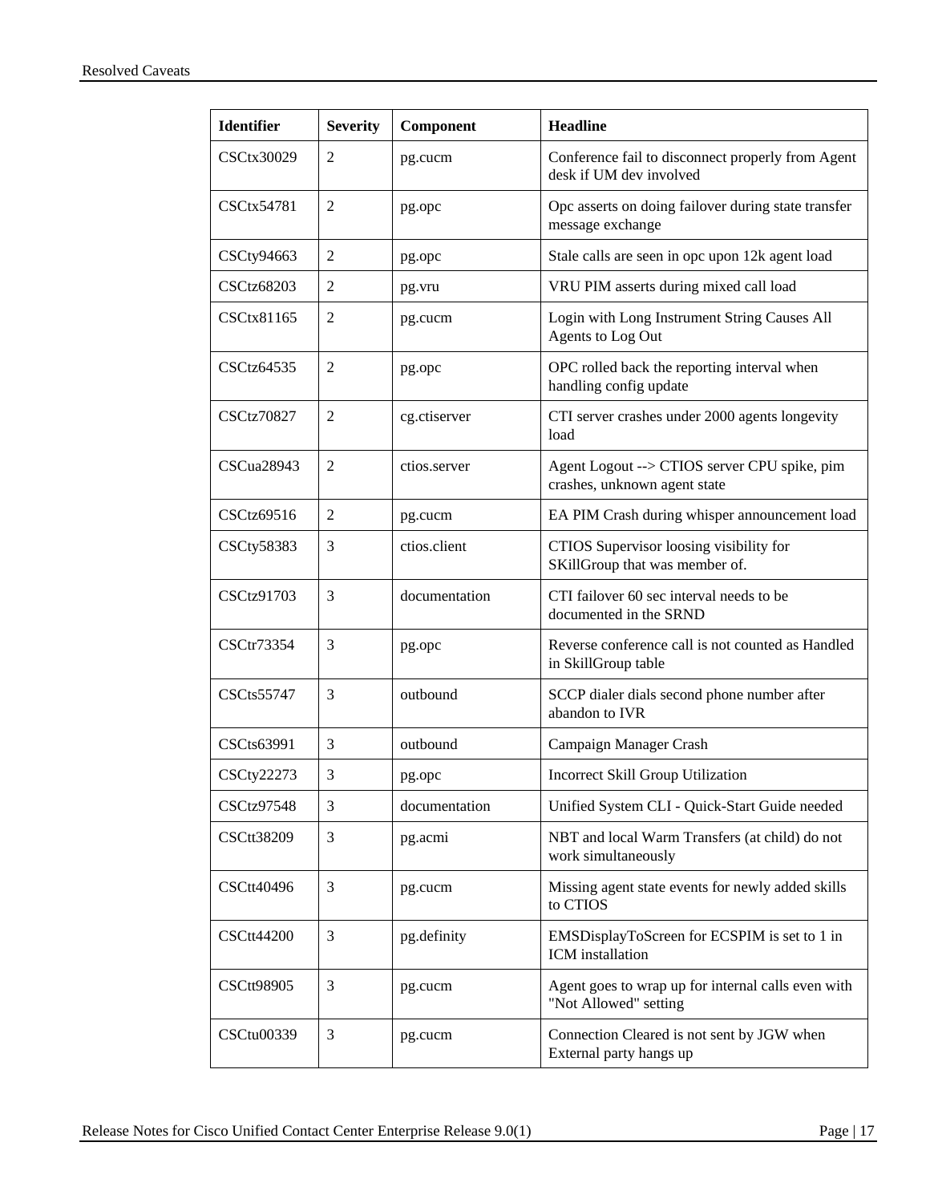| Identifier | Severity | Component | Headline |
|---|---|---|---|
| CSCtx30029 | 2 | pg.cucm | Conference fail to disconnect properly from Agent desk if UM dev involved |
| CSCtx54781 | 2 | pg.opc | Opc asserts on doing failover during state transfer message exchange |
| CSCty94663 | 2 | pg.opc | Stale calls are seen in opc upon 12k agent load |
| CSCtz68203 | 2 | pg.vru | VRU PIM asserts during mixed call load |
| CSCtx81165 | 2 | pg.cucm | Login with Long Instrument String Causes All Agents to Log Out |
| CSCtz64535 | 2 | pg.opc | OPC rolled back the reporting interval when handling config update |
| CSCtz70827 | 2 | cg.ctiserver | CTI server crashes under 2000 agents longevity load |
| CSCua28943 | 2 | ctios.server | Agent Logout --> CTIOS server CPU spike, pim crashes, unknown agent state |
| CSCtz69516 | 2 | pg.cucm | EA PIM Crash during whisper announcement load |
| CSCty58383 | 3 | ctios.client | CTIOS Supervisor loosing visibility for SKillGroup that was member of. |
| CSCtz91703 | 3 | documentation | CTI failover 60 sec interval needs to be documented in the SRND |
| CSCtr73354 | 3 | pg.opc | Reverse conference call is not counted as Handled in SkillGroup table |
| CSCts55747 | 3 | outbound | SCCP dialer dials second phone number after abandon to IVR |
| CSCts63991 | 3 | outbound | Campaign Manager Crash |
| CSCty22273 | 3 | pg.opc | Incorrect Skill Group Utilization |
| CSCtz97548 | 3 | documentation | Unified System CLI - Quick-Start Guide needed |
| CSCtt38209 | 3 | pg.acmi | NBT and local Warm Transfers (at child) do not work simultaneously |
| CSCtt40496 | 3 | pg.cucm | Missing agent state events for newly added skills to CTIOS |
| CSCtt44200 | 3 | pg.definity | EMSDisplayToScreen for ECSPIM is set to 1 in ICM installation |
| CSCtt98905 | 3 | pg.cucm | Agent goes to wrap up for internal calls even with "Not Allowed" setting |
| CSCtu00339 | 3 | pg.cucm | Connection Cleared is not sent by JGW when External party hangs up |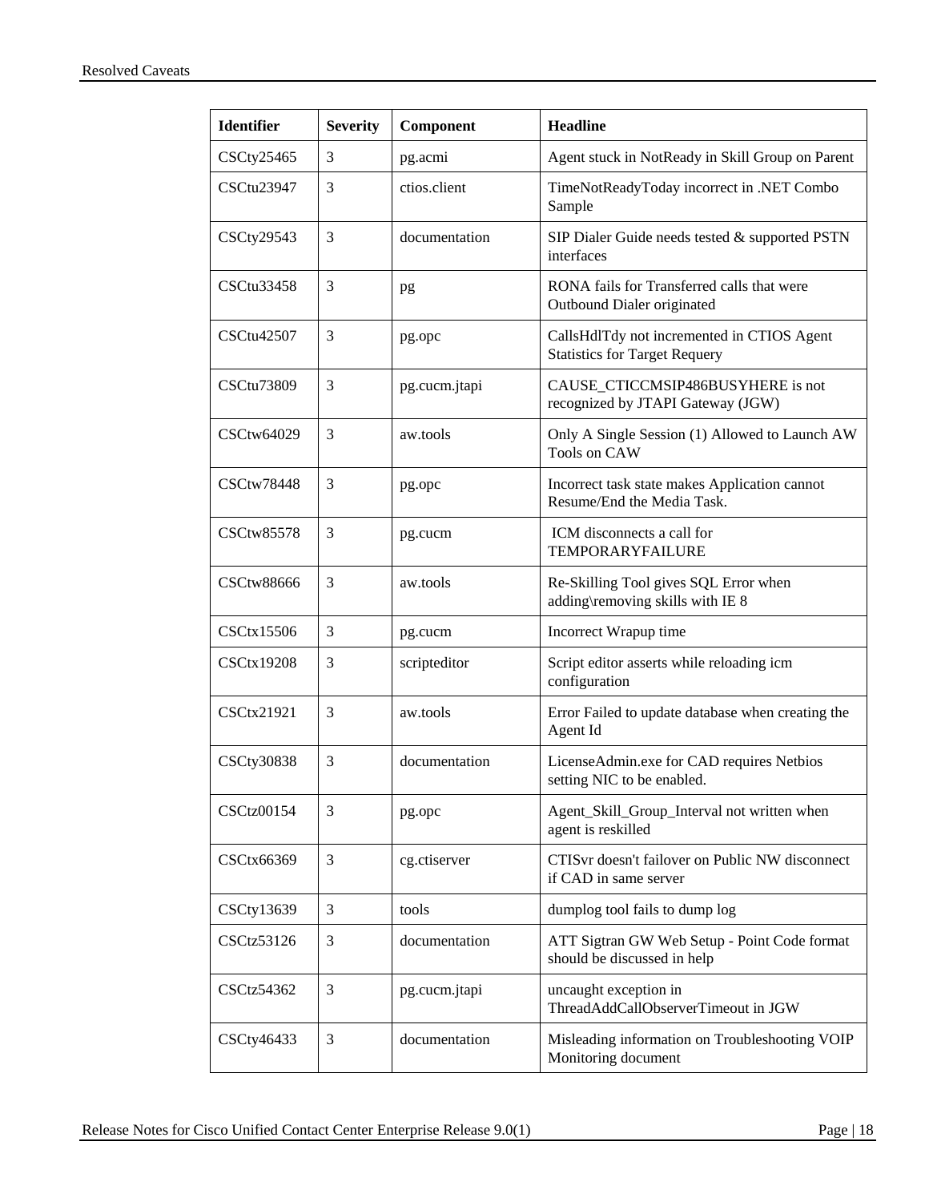| Identifier | Severity | Component | Headline |
|---|---|---|---|
| CSCty25465 | 3 | pg.acmi | Agent stuck in NotReady in Skill Group on Parent |
| CSCtu23947 | 3 | ctios.client | TimeNotReadyToday incorrect in .NET Combo Sample |
| CSCty29543 | 3 | documentation | SIP Dialer Guide needs tested & supported PSTN interfaces |
| CSCtu33458 | 3 | pg | RONA fails for Transferred calls that were Outbound Dialer originated |
| CSCtu42507 | 3 | pg.opc | CallsHdlTdy not incremented in CTIOS Agent Statistics for Target Requery |
| CSCtu73809 | 3 | pg.cucm.jtapi | CAUSE_CTICCMSIP486BUSYHERE is not recognized by JTAPI Gateway (JGW) |
| CSCtw64029 | 3 | aw.tools | Only A Single Session (1) Allowed to Launch AW Tools on CAW |
| CSCtw78448 | 3 | pg.opc | Incorrect task state makes Application cannot Resume/End the Media Task. |
| CSCtw85578 | 3 | pg.cucm | ICM disconnects a call for TEMPORARYFAILURE |
| CSCtw88666 | 3 | aw.tools | Re-Skilling Tool gives SQL Error when adding\removing skills with IE 8 |
| CSCtx15506 | 3 | pg.cucm | Incorrect Wrapup time |
| CSCtx19208 | 3 | scripteditor | Script editor asserts while reloading icm configuration |
| CSCtx21921 | 3 | aw.tools | Error Failed to update database when creating the Agent Id |
| CSCty30838 | 3 | documentation | LicenseAdmin.exe for CAD requires Netbios setting NIC to be enabled. |
| CSCtz00154 | 3 | pg.opc | Agent_Skill_Group_Interval not written when agent is reskilled |
| CSCtx66369 | 3 | cg.ctiserver | CTISvr doesn't failover on Public NW disconnect if CAD in same server |
| CSCty13639 | 3 | tools | dumplog tool fails to dump log |
| CSCtz53126 | 3 | documentation | ATT Sigtran GW Web Setup - Point Code format should be discussed in help |
| CSCtz54362 | 3 | pg.cucm.jtapi | uncaught exception in ThreadAddCallObserverTimeout in JGW |
| CSCty46433 | 3 | documentation | Misleading information on Troubleshooting VOIP Monitoring document |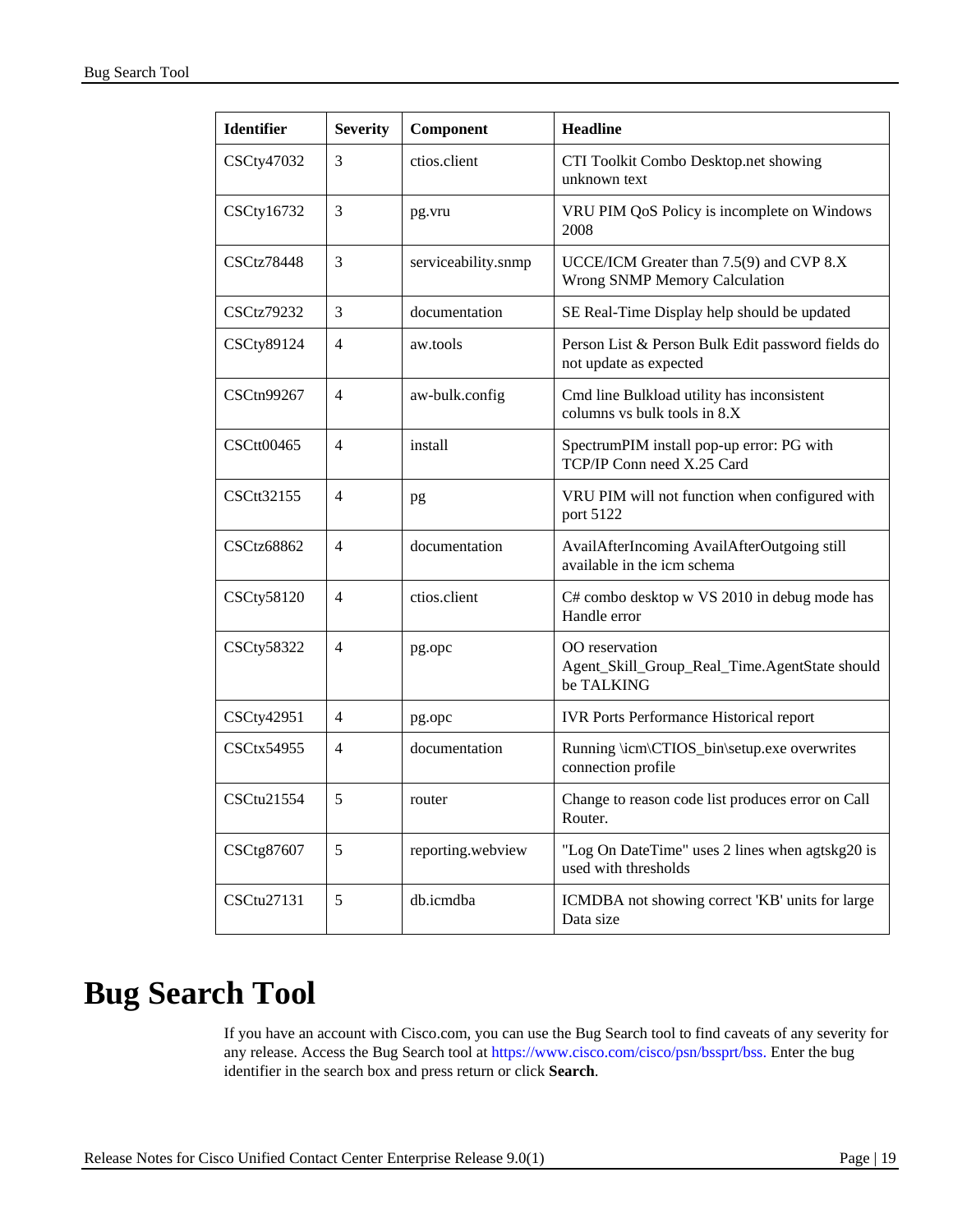| Identifier | Severity | Component | Headline |
|---|---|---|---|
| CSCty47032 | 3 | ctios.client | CTI Toolkit Combo Desktop.net showing unknown text |
| CSCty16732 | 3 | pg.vru | VRU PIM QoS Policy is incomplete on Windows 2008 |
| CSCtz78448 | 3 | serviceability.snmp | UCCE/ICM Greater than 7.5(9) and CVP 8.X Wrong SNMP Memory Calculation |
| CSCtz79232 | 3 | documentation | SE Real-Time Display help should be updated |
| CSCty89124 | 4 | aw.tools | Person List & Person Bulk Edit password fields do not update as expected |
| CSCtn99267 | 4 | aw-bulk.config | Cmd line Bulkload utility has inconsistent columns vs bulk tools in 8.X |
| CSCtt00465 | 4 | install | SpectrumPIM install pop-up error: PG with TCP/IP Conn need X.25 Card |
| CSCtt32155 | 4 | pg | VRU PIM will not function when configured with port 5122 |
| CSCtz68862 | 4 | documentation | AvailAfterIncoming AvailAfterOutgoing still available in the icm schema |
| CSCty58120 | 4 | ctios.client | C# combo desktop w VS 2010 in debug mode has Handle error |
| CSCty58322 | 4 | pg.opc | OO reservation Agent_Skill_Group_Real_Time.AgentState should be TALKING |
| CSCty42951 | 4 | pg.opc | IVR Ports Performance Historical report |
| CSCtx54955 | 4 | documentation | Running \icm\CTIOS_bin\setup.exe overwrites connection profile |
| CSCtu21554 | 5 | router | Change to reason code list produces error on Call Router. |
| CSCtg87607 | 5 | reporting.webview | "Log On DateTime" uses 2 lines when agtskg20 is used with thresholds |
| CSCtu27131 | 5 | db.icmdba | ICMDBA not showing correct 'KB' units for large Data size |

# Bug Search Tool

If you have an account with Cisco.com, you can use the Bug Search tool to find caveats of any severity for any release. Access the Bug Search tool at https://www.cisco.com/cisco/psn/bssprt/bss. Enter the bug identifier in the search box and press return or click **Search**.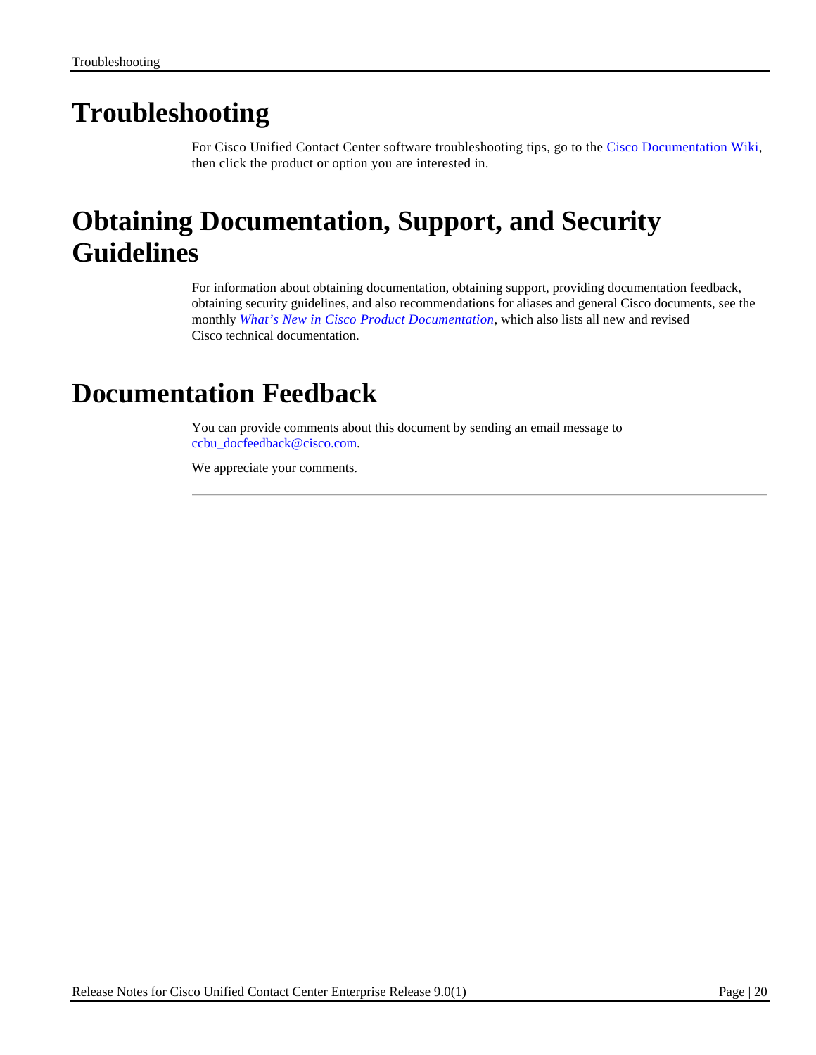# Troubleshooting

For Cisco Unified Contact Center software troubleshooting tips, go to the Cisco Documentation Wiki, then click the product or option you are interested in.

# Obtaining Documentation, Support, and Security Guidelines

For information about obtaining documentation, obtaining support, providing documentation feedback, obtaining security guidelines, and also recommendations for aliases and general Cisco documents, see the monthly *What's New in Cisco Product Documentation*, which also lists all new and revised Cisco technical documentation.

# Documentation Feedback

You can provide comments about this document by sending an email message to ccbu_docfeedback@cisco.com.

We appreciate your comments.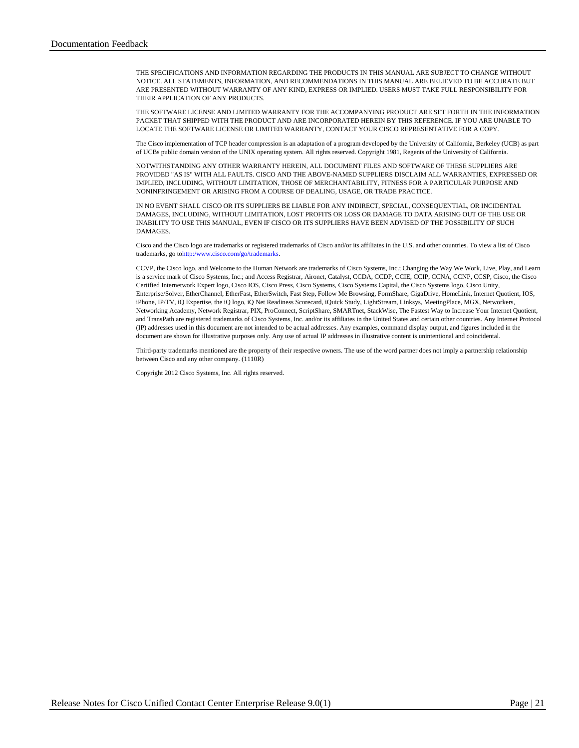THE SPECIFICATIONS AND INFORMATION REGARDING THE PRODUCTS IN THIS MANUAL ARE SUBJECT TO CHANGE WITHOUT NOTICE. ALL STATEMENTS, INFORMATION, AND RECOMMENDATIONS IN THIS MANUAL ARE BELIEVED TO BE ACCURATE BUT ARE PRESENTED WITHOUT WARRANTY OF ANY KIND, EXPRESS OR IMPLIED. USERS MUST TAKE FULL RESPONSIBILITY FOR THEIR APPLICATION OF ANY PRODUCTS.

THE SOFTWARE LICENSE AND LIMITED WARRANTY FOR THE ACCOMPANYING PRODUCT ARE SET FORTH IN THE INFORMATION PACKET THAT SHIPPED WITH THE PRODUCT AND ARE INCORPORATED HEREIN BY THIS REFERENCE. IF YOU ARE UNABLE TO LOCATE THE SOFTWARE LICENSE OR LIMITED WARRANTY, CONTACT YOUR CISCO REPRESENTATIVE FOR A COPY.

The Cisco implementation of TCP header compression is an adaptation of a program developed by the University of California, Berkeley (UCB) as part of UCBs public domain version of the UNIX operating system. All rights reserved. Copyright 1981, Regents of the University of California.

NOTWITHSTANDING ANY OTHER WARRANTY HEREIN, ALL DOCUMENT FILES AND SOFTWARE OF THESE SUPPLIERS ARE PROVIDED "AS IS" WITH ALL FAULTS. CISCO AND THE ABOVE-NAMED SUPPLIERS DISCLAIM ALL WARRANTIES, EXPRESSED OR IMPLIED, INCLUDING, WITHOUT LIMITATION, THOSE OF MERCHANTABILITY, FITNESS FOR A PARTICULAR PURPOSE AND NONINFRINGEMENT OR ARISING FROM A COURSE OF DEALING, USAGE, OR TRADE PRACTICE.

IN NO EVENT SHALL CISCO OR ITS SUPPLIERS BE LIABLE FOR ANY INDIRECT, SPECIAL, CONSEQUENTIAL, OR INCIDENTAL DAMAGES, INCLUDING, WITHOUT LIMITATION, LOST PROFITS OR LOSS OR DAMAGE TO DATA ARISING OUT OF THE USE OR INABILITY TO USE THIS MANUAL, EVEN IF CISCO OR ITS SUPPLIERS HAVE BEEN ADVISED OF THE POSSIBILITY OF SUCH DAMAGES.

Cisco and the Cisco logo are trademarks or registered trademarks of Cisco and/or its affiliates in the U.S. and other countries. To view a list of Cisco trademarks, go tohttp:/www.cisco.com/go/trademarks.

CCVP, the Cisco logo, and Welcome to the Human Network are trademarks of Cisco Systems, Inc.; Changing the Way We Work, Live, Play, and Learn is a service mark of Cisco Systems, Inc.; and Access Registrar, Aironet, Catalyst, CCDA, CCDP, CCIE, CCIP, CCNA, CCNP, CCSP, Cisco, the Cisco Certified Internetwork Expert logo, Cisco IOS, Cisco Press, Cisco Systems, Cisco Systems Capital, the Cisco Systems logo, Cisco Unity, Enterprise/Solver, EtherChannel, EtherFast, EtherSwitch, Fast Step, Follow Me Browsing, FormShare, GigaDrive, HomeLink, Internet Quotient, IOS, iPhone, IP/TV, iQ Expertise, the iQ logo, iQ Net Readiness Scorecard, iQuick Study, LightStream, Linksys, MeetingPlace, MGX, Networkers, Networking Academy, Network Registrar, PIX, ProConnect, ScriptShare, SMARTnet, StackWise, The Fastest Way to Increase Your Internet Quotient, and TransPath are registered trademarks of Cisco Systems, Inc. and/or its affiliates in the United States and certain other countries. Any Internet Protocol (IP) addresses used in this document are not intended to be actual addresses. Any examples, command display output, and figures included in the document are shown for illustrative purposes only. Any use of actual IP addresses in illustrative content is unintentional and coincidental.

Third-party trademarks mentioned are the property of their respective owners. The use of the word partner does not imply a partnership relationship between Cisco and any other company. (1110R)

Copyright 2012 Cisco Systems, Inc. All rights reserved.